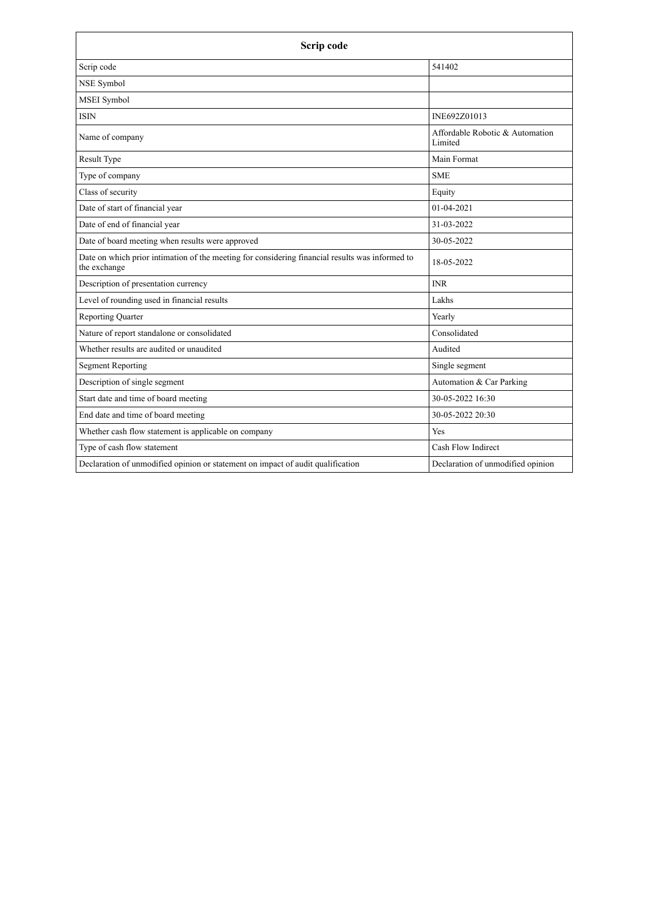| Scrip code | |
|---|---|
| Scrip code | 541402 |
| NSE Symbol | |
| MSEI Symbol | |
| ISIN | INE692Z01013 |
| Name of company | Affordable Robotic & Automation Limited |
| Result Type | Main Format |
| Type of company | SME |
| Class of security | Equity |
| Date of start of financial year | 01-04-2021 |
| Date of end of financial year | 31-03-2022 |
| Date of board meeting when results were approved | 30-05-2022 |
| Date on which prior intimation of the meeting for considering financial results was informed to the exchange | 18-05-2022 |
| Description of presentation currency | INR |
| Level of rounding used in financial results | Lakhs |
| Reporting Quarter | Yearly |
| Nature of report standalone or consolidated | Consolidated |
| Whether results are audited or unaudited | Audited |
| Segment Reporting | Single segment |
| Description of single segment | Automation & Car Parking |
| Start date and time of board meeting | 30-05-2022 16:30 |
| End date and time of board meeting | 30-05-2022 20:30 |
| Whether cash flow statement is applicable on company | Yes |
| Type of cash flow statement | Cash Flow Indirect |
| Declaration of unmodified opinion or statement on impact of audit qualification | Declaration of unmodified opinion |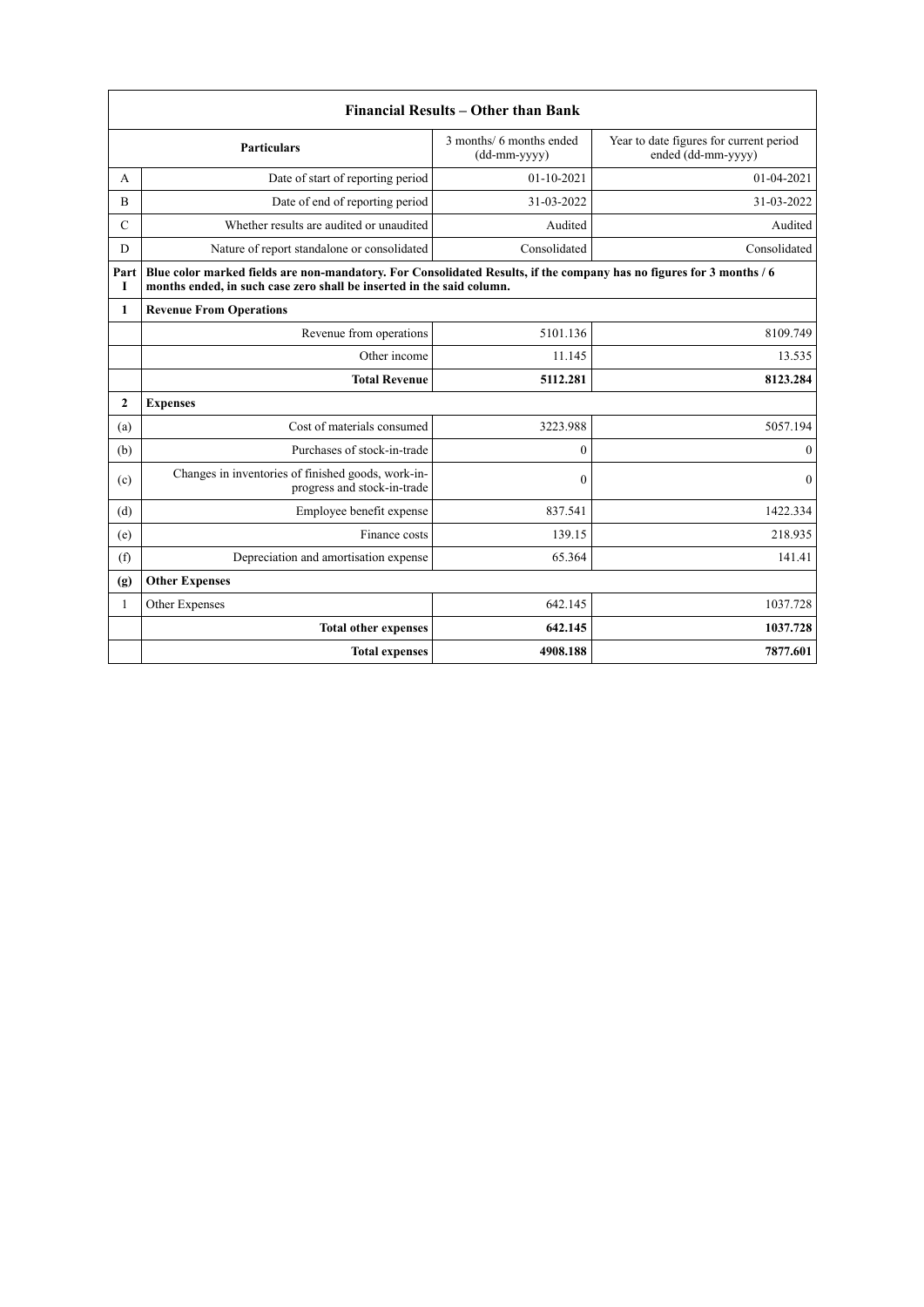| Financial Results – Other than Bank | | | |
|---|---|---|---|
| | **Particulars** | 3 months/ 6 months ended (dd-mm-yyyy) | Year to date figures for current period ended (dd-mm-yyyy) |
| A | Date of start of reporting period | 01-10-2021 | 01-04-2021 |
| B | Date of end of reporting period | 31-03-2022 | 31-03-2022 |
| C | Whether results are audited or unaudited | Audited | Audited |
| D | Nature of report standalone or consolidated | Consolidated | Consolidated |
| **Part I** | **Blue color marked fields are non-mandatory. For Consolidated Results, if the company has no figures for 3 months / 6 months ended, in such case zero shall be inserted in the said column.** | | |
| **1** | **Revenue From Operations** | | |
| | Revenue from operations | 5101.136 | 8109.749 |
| | Other income | 11.145 | 13.535 |
| | **Total Revenue** | **5112.281** | **8123.284** |
| **2** | **Expenses** | | |
| (a) | Cost of materials consumed | 3223.988 | 5057.194 |
| (b) | Purchases of stock-in-trade | 0 | 0 |
| (c) | Changes in inventories of finished goods, work-in-progress and stock-in-trade | 0 | 0 |
| (d) | Employee benefit expense | 837.541 | 1422.334 |
| (e) | Finance costs | 139.15 | 218.935 |
| (f) | Depreciation and amortisation expense | 65.364 | 141.41 |
| **(g)** | **Other Expenses** | | |
| 1 | Other Expenses | 642.145 | 1037.728 |
| | **Total other expenses** | **642.145** | **1037.728** |
| | **Total expenses** | **4908.188** | **7877.601** |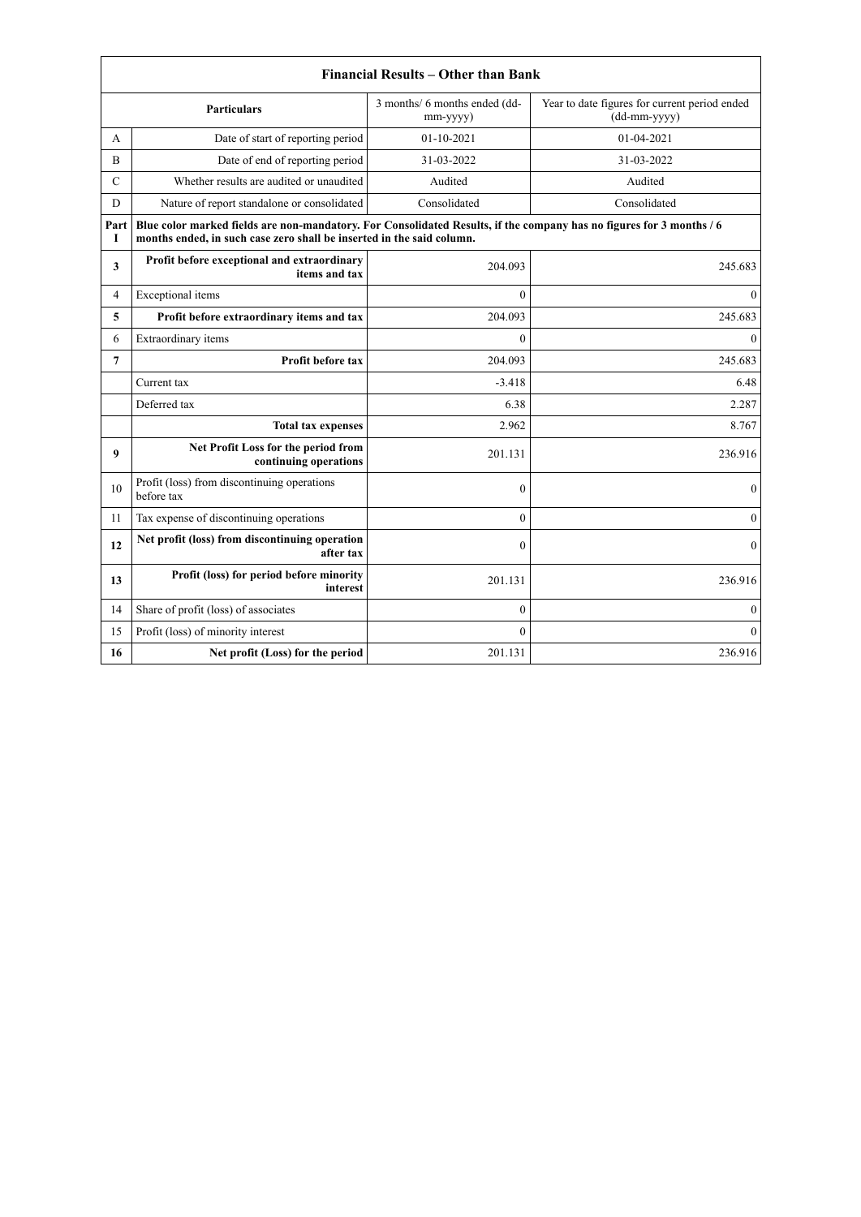| **Financial Results – Other than Bank** | | | |
|---|---|---|---|
| | **Particulars** | 3 months/ 6 months ended (dd-mm-yyyy) | Year to date figures for current period ended (dd-mm-yyyy) |
| A | Date of start of reporting period | 01-10-2021 | 01-04-2021 |
| B | Date of end of reporting period | 31-03-2022 | 31-03-2022 |
| C | Whether results are audited or unaudited | Audited | Audited |
| D | Nature of report standalone or consolidated | Consolidated | Consolidated |
| **Part I** | **Blue color marked fields are non-mandatory. For Consolidated Results, if the company has no figures for 3 months / 6 months ended, in such case zero shall be inserted in the said column.** | | |
| **3** | **Profit before exceptional and extraordinary items and tax** | 204.093 | 245.683 |
| 4 | Exceptional items | 0 | 0 |
| **5** | **Profit before extraordinary items and tax** | 204.093 | 245.683 |
| 6 | Extraordinary items | 0 | 0 |
| **7** | **Profit before tax** | 204.093 | 245.683 |
| | Current tax | -3.418 | 6.48 |
| | Deferred tax | 6.38 | 2.287 |
| | **Total tax expenses** | 2.962 | 8.767 |
| **9** | **Net Profit Loss for the period from continuing operations** | 201.131 | 236.916 |
| 10 | Profit (loss) from discontinuing operations before tax | 0 | 0 |
| 11 | Tax expense of discontinuing operations | 0 | 0 |
| **12** | **Net profit (loss) from discontinuing operation after tax** | 0 | 0 |
| **13** | **Profit (loss) for period before minority interest** | 201.131 | 236.916 |
| 14 | Share of profit (loss) of associates | 0 | 0 |
| 15 | Profit (loss) of minority interest | 0 | 0 |
| **16** | **Net profit (Loss) for the period** | 201.131 | 236.916 |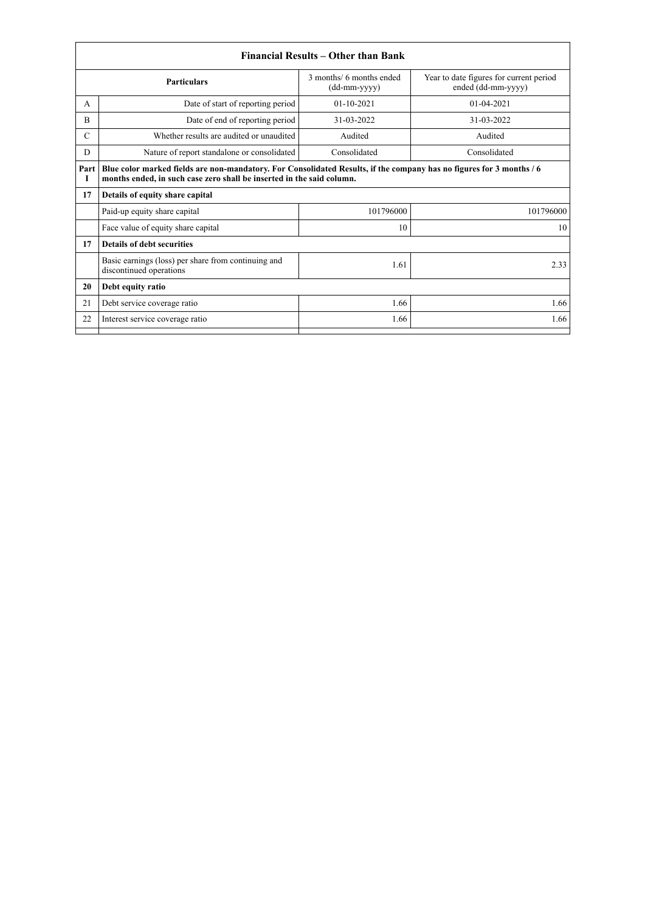| Financial Results – Other than Bank | | | |
|---|---|---|---|
| | Particulars | 3 months/ 6 months ended (dd-mm-yyyy) | Year to date figures for current period ended (dd-mm-yyyy) |
| A | Date of start of reporting period | 01-10-2021 | 01-04-2021 |
| B | Date of end of reporting period | 31-03-2022 | 31-03-2022 |
| C | Whether results are audited or unaudited | Audited | Audited |
| D | Nature of report standalone or consolidated | Consolidated | Consolidated |
| Part I | **Blue color marked fields are non-mandatory. For Consolidated Results, if the company has no figures for 3 months / 6 months ended, in such case zero shall be inserted in the said column.** | | |
| **17** | **Details of equity share capital** | | |
| | Paid-up equity share capital | 101796000 | 101796000 |
| | Face value of equity share capital | 10 | 10 |
| **17** | **Details of debt securities** | | |
| | Basic earnings (loss) per share from continuing and discontinued operations | 1.61 | 2.33 |
| **20** | **Debt equity ratio** | | |
| 21 | Debt service coverage ratio | 1.66 | 1.66 |
| 22 | Interest service coverage ratio | 1.66 | 1.66 |
| | | | |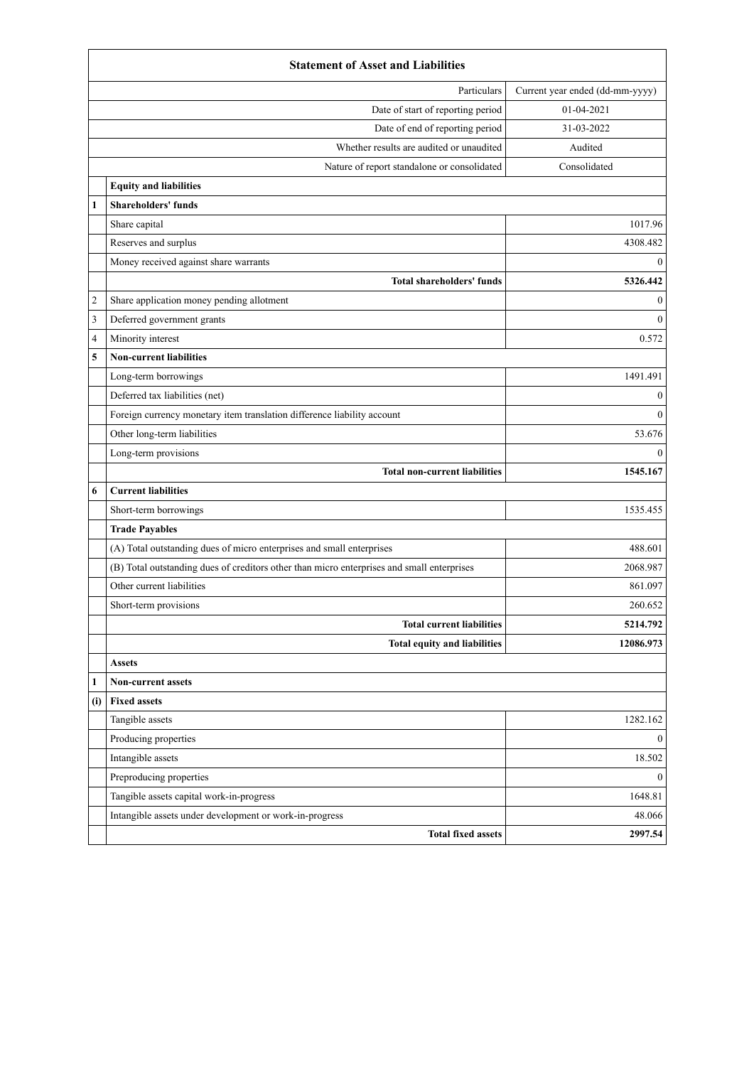| Statement of Asset and Liabilities | | |
|---|---|---|
| | Particulars | Current year ended (dd-mm-yyyy) |
| | Date of start of reporting period | 01-04-2021 |
| | Date of end of reporting period | 31-03-2022 |
| | Whether results are audited or unaudited | Audited |
| | Nature of report standalone or consolidated | Consolidated |
| | **Equity and liabilities** | |
| **1** | **Shareholders' funds** | |
| | Share capital | 1017.96 |
| | Reserves and surplus | 4308.482 |
| | Money received against share warrants | 0 |
| | **Total shareholders' funds** | **5326.442** |
| 2 | Share application money pending allotment | 0 |
| 3 | Deferred government grants | 0 |
| 4 | Minority interest | 0.572 |
| **5** | **Non-current liabilities** | |
| | Long-term borrowings | 1491.491 |
| | Deferred tax liabilities (net) | 0 |
| | Foreign currency monetary item translation difference liability account | 0 |
| | Other long-term liabilities | 53.676 |
| | Long-term provisions | 0 |
| | **Total non-current liabilities** | **1545.167** |
| **6** | **Current liabilities** | |
| | Short-term borrowings | 1535.455 |
| | **Trade Payables** | |
| | (A) Total outstanding dues of micro enterprises and small enterprises | 488.601 |
| | (B) Total outstanding dues of creditors other than micro enterprises and small enterprises | 2068.987 |
| | Other current liabilities | 861.097 |
| | Short-term provisions | 260.652 |
| | **Total current liabilities** | **5214.792** |
| | **Total equity and liabilities** | **12086.973** |
| | **Assets** | |
| **1** | **Non-current assets** | |
| **(i)** | **Fixed assets** | |
| | Tangible assets | 1282.162 |
| | Producing properties | 0 |
| | Intangible assets | 18.502 |
| | Preproducing properties | 0 |
| | Tangible assets capital work-in-progress | 1648.81 |
| | Intangible assets under development or work-in-progress | 48.066 |
| | **Total fixed assets** | **2997.54** |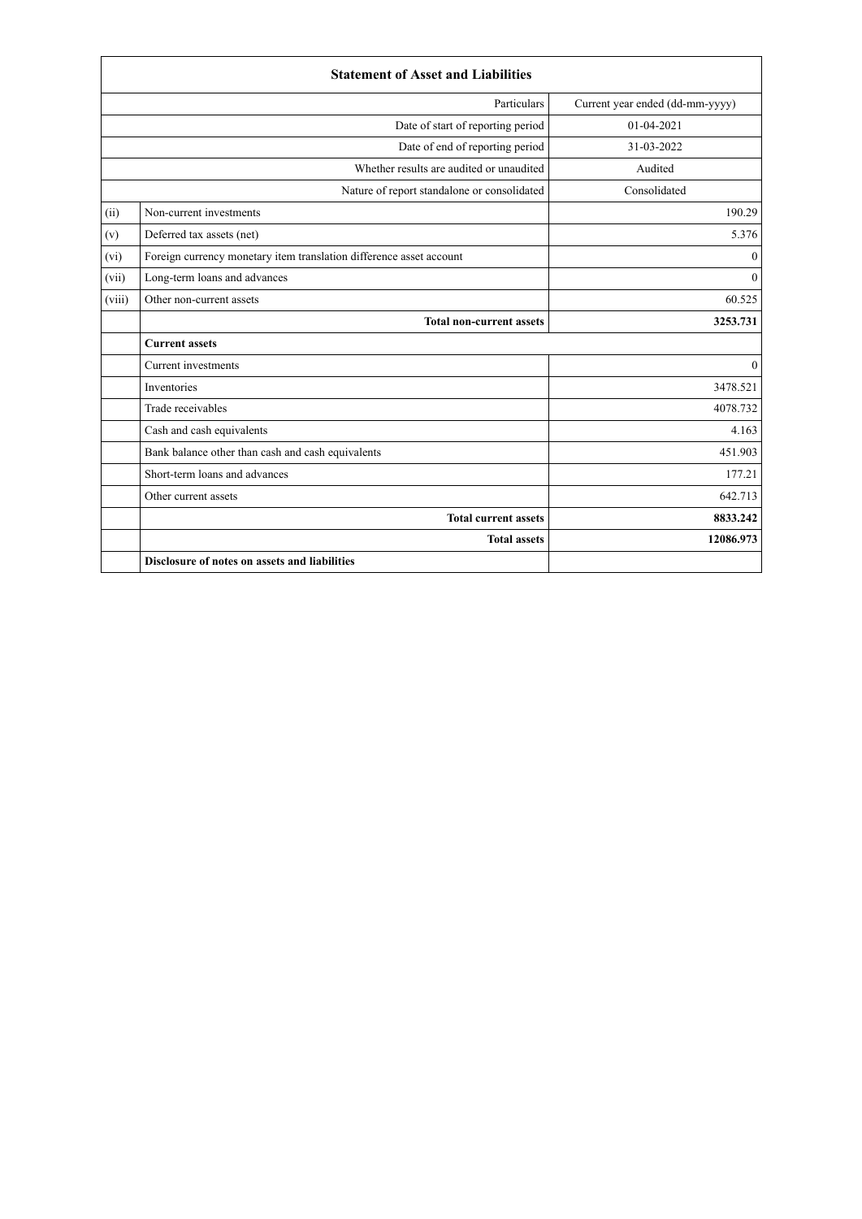| Statement of Asset and Liabilities | | |
|---|---|---|
| | Particulars | Current year ended (dd-mm-yyyy) |
| | Date of start of reporting period | 01-04-2021 |
| | Date of end of reporting period | 31-03-2022 |
| | Whether results are audited or unaudited | Audited |
| | Nature of report standalone or consolidated | Consolidated |
| (ii) | Non-current investments | 190.29 |
| (v) | Deferred tax assets (net) | 5.376 |
| (vi) | Foreign currency monetary item translation difference asset account | 0 |
| (vii) | Long-term loans and advances | 0 |
| (viii) | Other non-current assets | 60.525 |
| | **Total non-current assets** | **3253.731** |
| | **Current assets** | |
| | Current investments | 0 |
| | Inventories | 3478.521 |
| | Trade receivables | 4078.732 |
| | Cash and cash equivalents | 4.163 |
| | Bank balance other than cash and cash equivalents | 451.903 |
| | Short-term loans and advances | 177.21 |
| | Other current assets | 642.713 |
| | **Total current assets** | **8833.242** |
| | **Total assets** | **12086.973** |
| | **Disclosure of notes on assets and liabilities** | |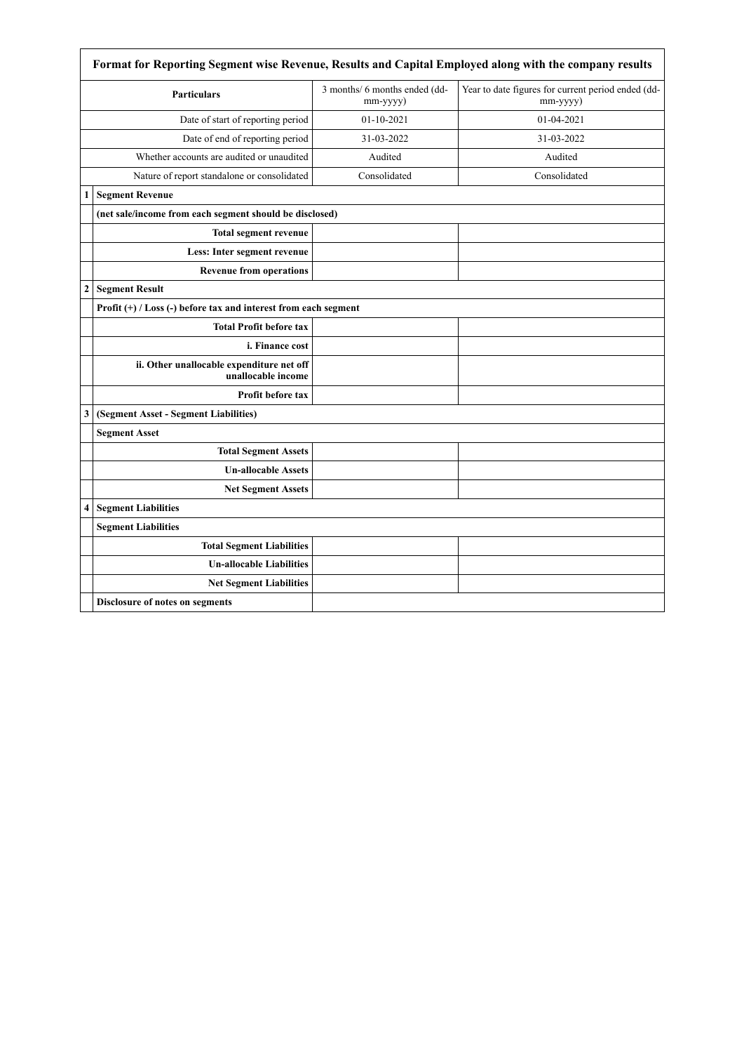| Format for Reporting Segment wise Revenue, Results and Capital Employed along with the company results | | | |
|---|---|---|---|
| | **Particulars** | 3 months/ 6 months ended (dd-mm-yyyy) | Year to date figures for current period ended (dd-mm-yyyy) |
| | Date of start of reporting period | 01-10-2021 | 01-04-2021 |
| | Date of end of reporting period | 31-03-2022 | 31-03-2022 |
| | Whether accounts are audited or unaudited | Audited | Audited |
| | Nature of report standalone or consolidated | Consolidated | Consolidated |
| 1 | **Segment Revenue** | | |
| | **(net sale/income from each segment should be disclosed)** | | |
| | **Total segment revenue** | | |
| | **Less: Inter segment revenue** | | |
| | **Revenue from operations** | | |
| 2 | **Segment Result** | | |
| | **Profit (+) / Loss (-) before tax and interest from each segment** | | |
| | **Total Profit before tax** | | |
| | **i. Finance cost** | | |
| | **ii. Other unallocable expenditure net off unallocable income** | | |
| | **Profit before tax** | | |
| 3 | **(Segment Asset - Segment Liabilities)** | | |
| | **Segment Asset** | | |
| | **Total Segment Assets** | | |
| | **Un-allocable Assets** | | |
| | **Net Segment Assets** | | |
| 4 | **Segment Liabilities** | | |
| | **Segment Liabilities** | | |
| | **Total Segment Liabilities** | | |
| | **Un-allocable Liabilities** | | |
| | **Net Segment Liabilities** | | |
| | **Disclosure of notes on segments** | | |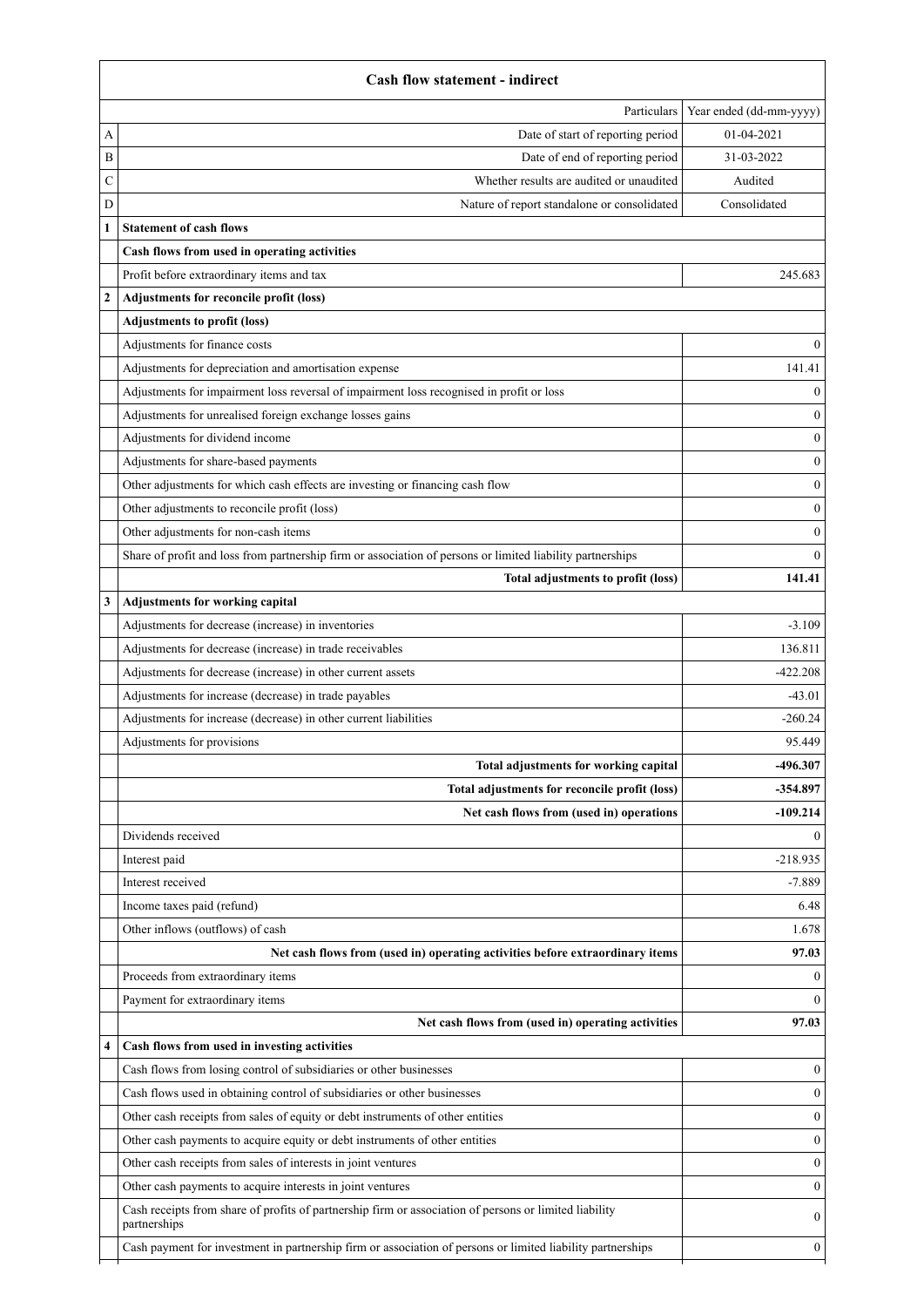| | Cash flow statement - indirect | |
|---|---|---|
| | Particulars | Year ended (dd-mm-yyyy) |
| A | Date of start of reporting period | 01-04-2021 |
| B | Date of end of reporting period | 31-03-2022 |
| C | Whether results are audited or unaudited | Audited |
| D | Nature of report standalone or consolidated | Consolidated |
| **1** | **Statement of cash flows** | |
| | **Cash flows from used in operating activities** | |
| | Profit before extraordinary items and tax | 245.683 |
| **2** | **Adjustments for reconcile profit (loss)** | |
| | **Adjustments to profit (loss)** | |
| | Adjustments for finance costs | 0 |
| | Adjustments for depreciation and amortisation expense | 141.41 |
| | Adjustments for impairment loss reversal of impairment loss recognised in profit or loss | 0 |
| | Adjustments for unrealised foreign exchange losses gains | 0 |
| | Adjustments for dividend income | 0 |
| | Adjustments for share-based payments | 0 |
| | Other adjustments for which cash effects are investing or financing cash flow | 0 |
| | Other adjustments to reconcile profit (loss) | 0 |
| | Other adjustments for non-cash items | 0 |
| | Share of profit and loss from partnership firm or association of persons or limited liability partnerships | 0 |
| | **Total adjustments to profit (loss)** | **141.41** |
| **3** | **Adjustments for working capital** | |
| | Adjustments for decrease (increase) in inventories | -3.109 |
| | Adjustments for decrease (increase) in trade receivables | 136.811 |
| | Adjustments for decrease (increase) in other current assets | -422.208 |
| | Adjustments for increase (decrease) in trade payables | -43.01 |
| | Adjustments for increase (decrease) in other current liabilities | -260.24 |
| | Adjustments for provisions | 95.449 |
| | **Total adjustments for working capital** | **-496.307** |
| | **Total adjustments for reconcile profit (loss)** | **-354.897** |
| | **Net cash flows from (used in) operations** | **-109.214** |
| | Dividends received | 0 |
| | Interest paid | -218.935 |
| | Interest received | -7.889 |
| | Income taxes paid (refund) | 6.48 |
| | Other inflows (outflows) of cash | 1.678 |
| | **Net cash flows from (used in) operating activities before extraordinary items** | **97.03** |
| | Proceeds from extraordinary items | 0 |
| | Payment for extraordinary items | 0 |
| | **Net cash flows from (used in) operating activities** | **97.03** |
| **4** | **Cash flows from used in investing activities** | |
| | Cash flows from losing control of subsidiaries or other businesses | 0 |
| | Cash flows used in obtaining control of subsidiaries or other businesses | 0 |
| | Other cash receipts from sales of equity or debt instruments of other entities | 0 |
| | Other cash payments to acquire equity or debt instruments of other entities | 0 |
| | Other cash receipts from sales of interests in joint ventures | 0 |
| | Other cash payments to acquire interests in joint ventures | 0 |
| | Cash receipts from share of profits of partnership firm or association of persons or limited liability partnerships | 0 |
| | Cash payment for investment in partnership firm or association of persons or limited liability partnerships | 0 |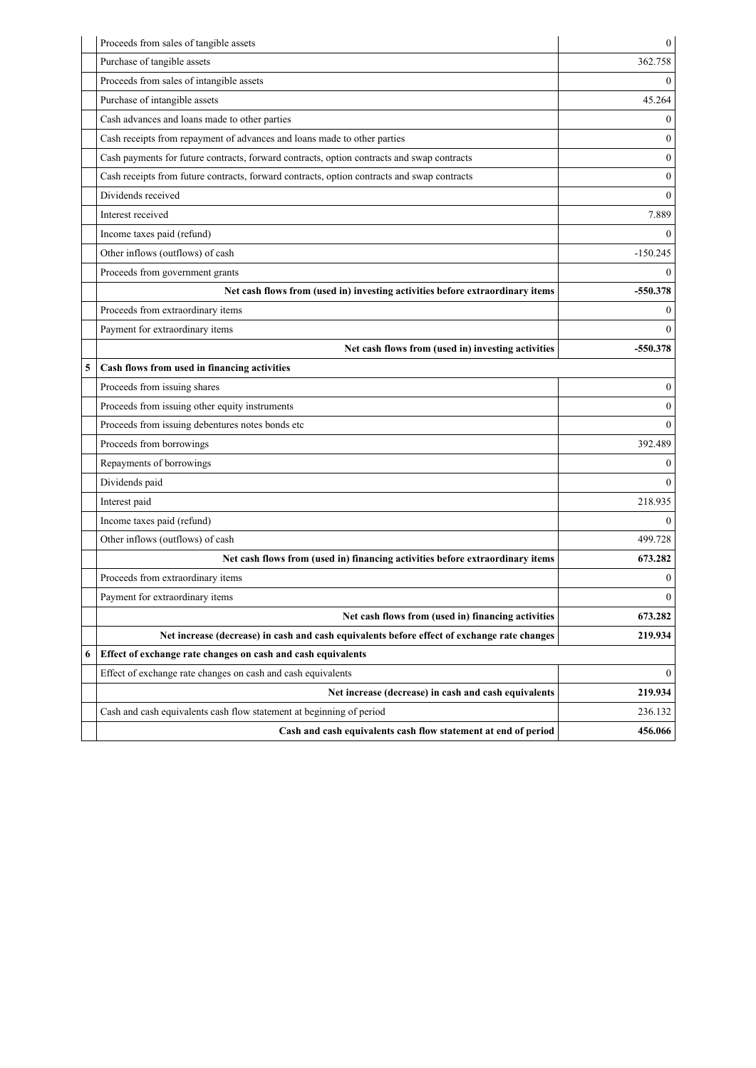| | | |
|---|---|---|
| | Proceeds from sales of tangible assets | 0 |
| | Purchase of tangible assets | 362.758 |
| | Proceeds from sales of intangible assets | 0 |
| | Purchase of intangible assets | 45.264 |
| | Cash advances and loans made to other parties | 0 |
| | Cash receipts from repayment of advances and loans made to other parties | 0 |
| | Cash payments for future contracts, forward contracts, option contracts and swap contracts | 0 |
| | Cash receipts from future contracts, forward contracts, option contracts and swap contracts | 0 |
| | Dividends received | 0 |
| | Interest received | 7.889 |
| | Income taxes paid (refund) | 0 |
| | Other inflows (outflows) of cash | -150.245 |
| | Proceeds from government grants | 0 |
| | **Net cash flows from (used in) investing activities before extraordinary items** | **-550.378** |
| | Proceeds from extraordinary items | 0 |
| | Payment for extraordinary items | 0 |
| | **Net cash flows from (used in) investing activities** | **-550.378** |
| **5** | **Cash flows from used in financing activities** | |
| | Proceeds from issuing shares | 0 |
| | Proceeds from issuing other equity instruments | 0 |
| | Proceeds from issuing debentures notes bonds etc | 0 |
| | Proceeds from borrowings | 392.489 |
| | Repayments of borrowings | 0 |
| | Dividends paid | 0 |
| | Interest paid | 218.935 |
| | Income taxes paid (refund) | 0 |
| | Other inflows (outflows) of cash | 499.728 |
| | **Net cash flows from (used in) financing activities before extraordinary items** | **673.282** |
| | Proceeds from extraordinary items | 0 |
| | Payment for extraordinary items | 0 |
| | **Net cash flows from (used in) financing activities** | **673.282** |
| | **Net increase (decrease) in cash and cash equivalents before effect of exchange rate changes** | **219.934** |
| **6** | **Effect of exchange rate changes on cash and cash equivalents** | |
| | Effect of exchange rate changes on cash and cash equivalents | 0 |
| | **Net increase (decrease) in cash and cash equivalents** | **219.934** |
| | Cash and cash equivalents cash flow statement at beginning of period | 236.132 |
| | **Cash and cash equivalents cash flow statement at end of period** | **456.066** |